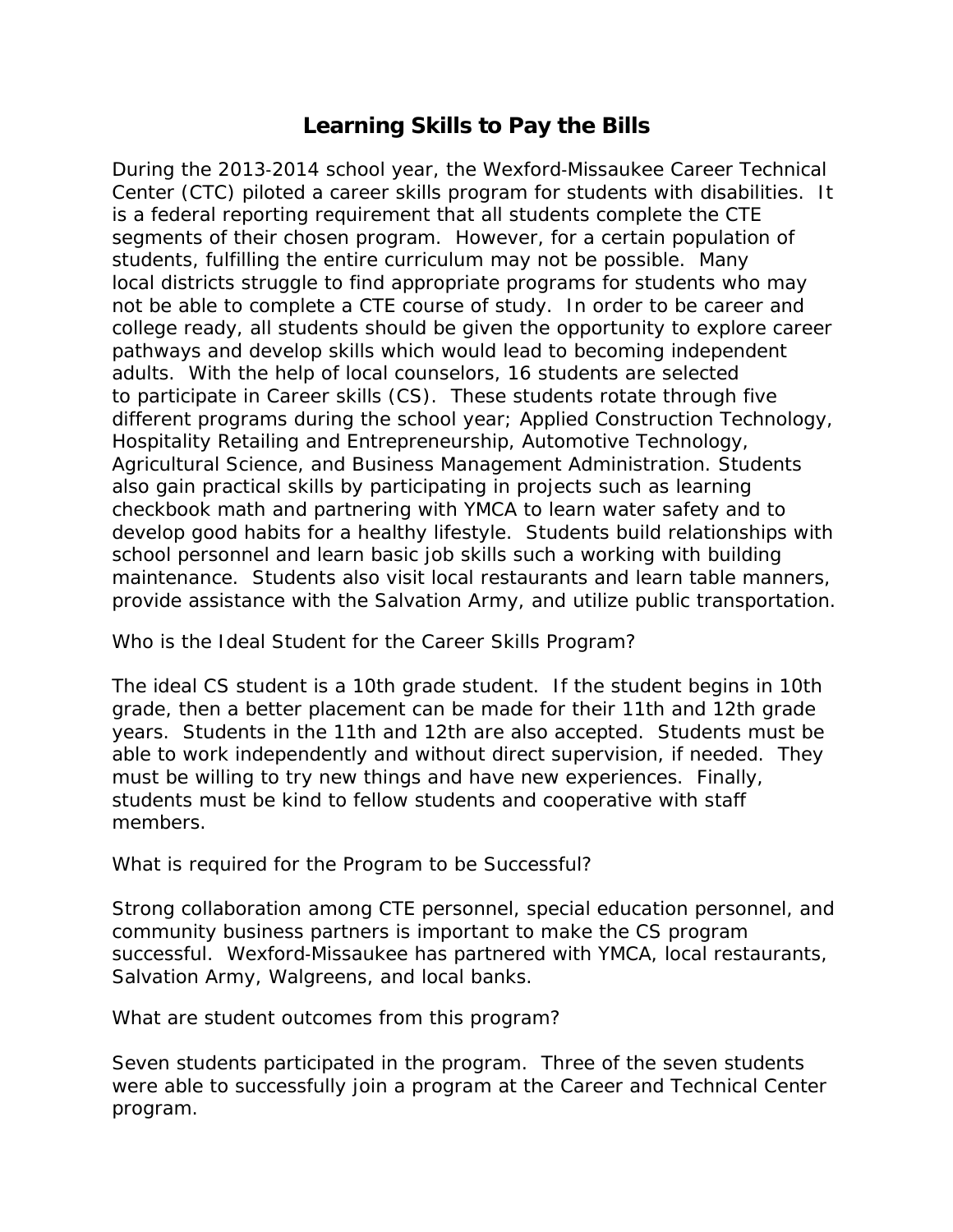# Learning Skills to Pay the Bills

During the 2013-2014 school year, the Wexford-Missaukee Career Technical Center (CTC) piloted a career skills program for students with disabilities. It is a federal reporting requirement that all students complete the CTE segments of their chosen program. However, for a certain population of students, fulfilling the entire curriculum may not be possible. Many local districts struggle to find appropriate programs for students who may not be able to complete a CTE course of study. In order to be career and college ready, all students should be given the opportunity to explore career pathways and develop skills which would lead to becoming independent adults. With the help of local counselors, 16 students are selected to participate in Career skills (CS). These students rotate through five different programs during the school year; Applied Construction Technology, Hospitality Retailing and Entrepreneurship, Automotive Technology, Agricultural Science, and Business Management Administration. Students also gain practical skills by participating in projects such as learning checkbook math and partnering with YMCA to learn water safety and to develop good habits for a healthy lifestyle. Students build relationships with school personnel and learn basic job skills such a working with building maintenance. Students also visit local restaurants and learn table manners, provide assistance with the Salvation Army, and utilize public transportation.

Who is the Ideal Student for the Career Skills Program?

The ideal CS student is a 10th grade student. If the student begins in 10th grade, then a better placement can be made for their 11th and 12th grade years. Students in the 11th and 12th are also accepted. Students must be able to work independently and without direct supervision, if needed. They must be willing to try new things and have new experiences. Finally, students must be kind to fellow students and cooperative with staff members.

What is required for the Program to be Successful?

Strong collaboration among CTE personnel, special education personnel, and community business partners is important to make the CS program successful. Wexford-Missaukee has partnered with YMCA, local restaurants, Salvation Army, Walgreens, and local banks.

What are student outcomes from this program?

Seven students participated in the program. Three of the seven students were able to successfully join a program at the Career and Technical Center program.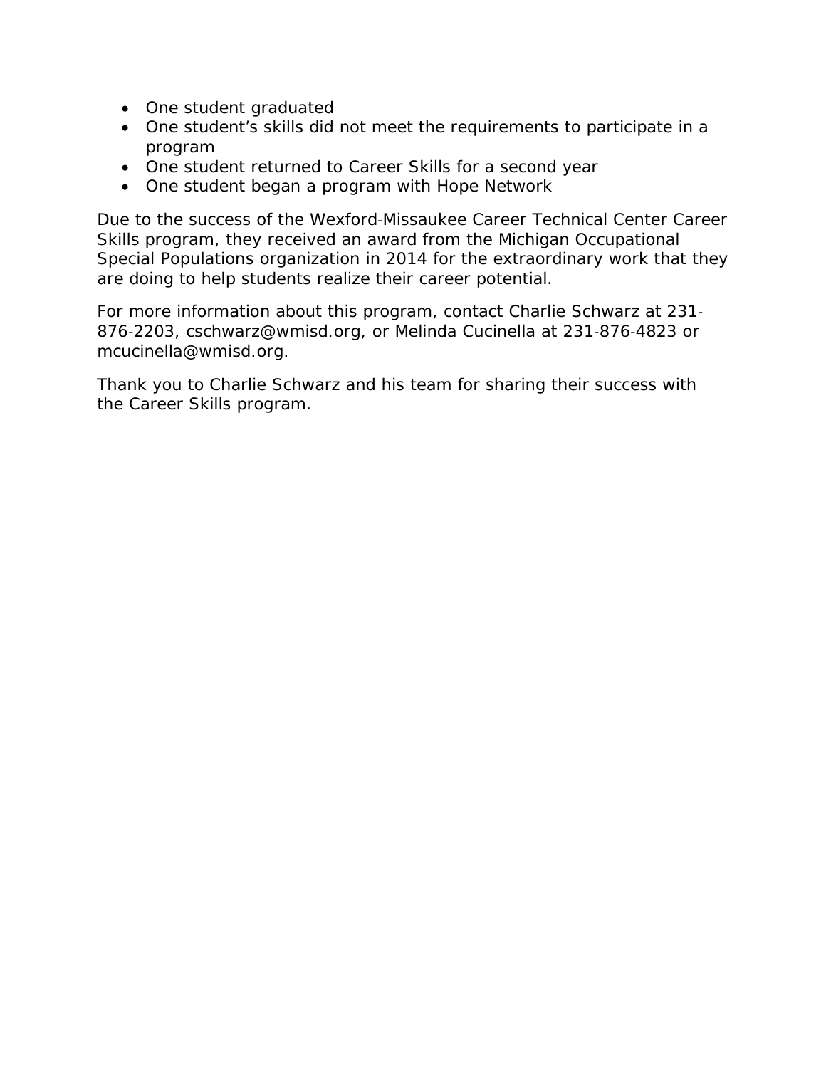- One student graduated
- One student's skills did not meet the requirements to participate in a program
- One student returned to Career Skills for a second year
- One student began a program with Hope Network

Due to the success of the Wexford-Missaukee Career Technical Center Career Skills program, they received an award from the Michigan Occupational Special Populations organization in 2014 for the extraordinary work that they are doing to help students realize their career potential.

For more information about this program, contact Charlie Schwarz at 231-876-2203, cschwarz@wmisd.org, or Melinda Cucinella at 231-876-4823 or mcucinella@wmisd.org.

Thank you to Charlie Schwarz and his team for sharing their success with the Career Skills program.